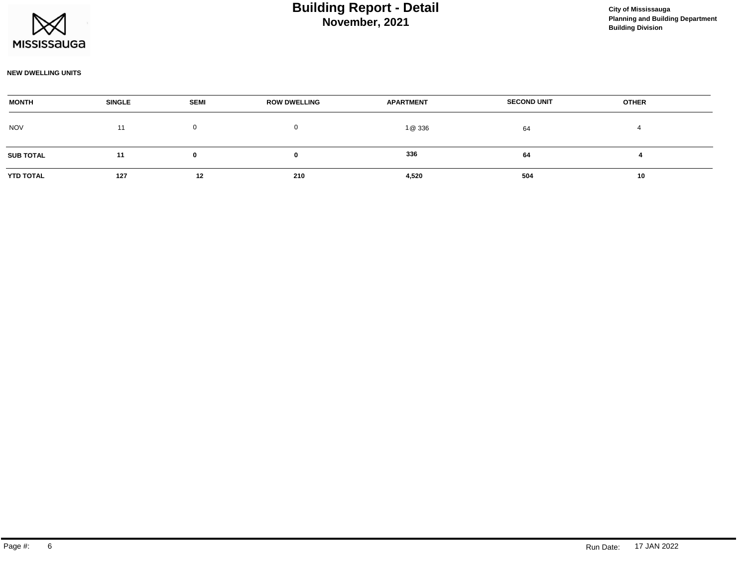# Building Report - Detail
## November, 2021

City of Mississauga
Planning and Building Department
Building Division

**NEW DWELLING UNITS**

| MONTH | SINGLE | SEMI | ROW DWELLING | APARTMENT | SECOND UNIT | OTHER |
|---|---|---|---|---|---|---|
| NOV | 11 | 0 | 0 | 1@ 336 | 64 | 4 |
| **SUB TOTAL** | **11** | **0** | **0** | **336** | **64** | **4** |
| **YTD TOTAL** | **127** | **12** | **210** | **4,520** | **504** | **10** |

Run Date: 17 JAN 2022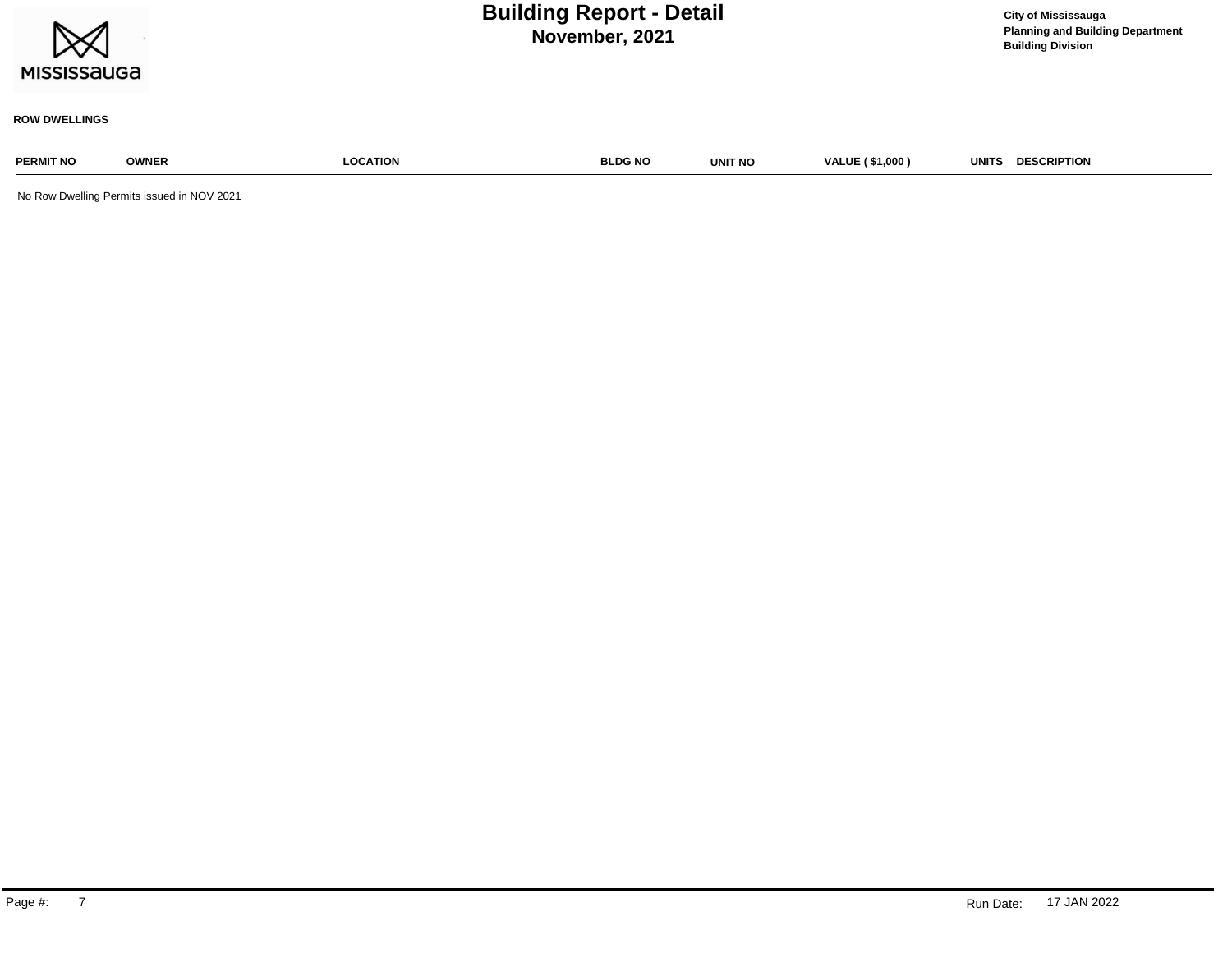# Building Report - Detail

## November, 2021

City of Mississauga
Planning and Building Department
Building Division

### ROW DWELLINGS

| PERMIT NO | OWNER | LOCATION | BLDG NO | UNIT NO | VALUE ( $1,000 ) | UNITS | DESCRIPTION |
|---|---|---|---|---|---|---|---|

No Row Dwelling Permits issued in NOV 2021

Run Date: 17 JAN 2022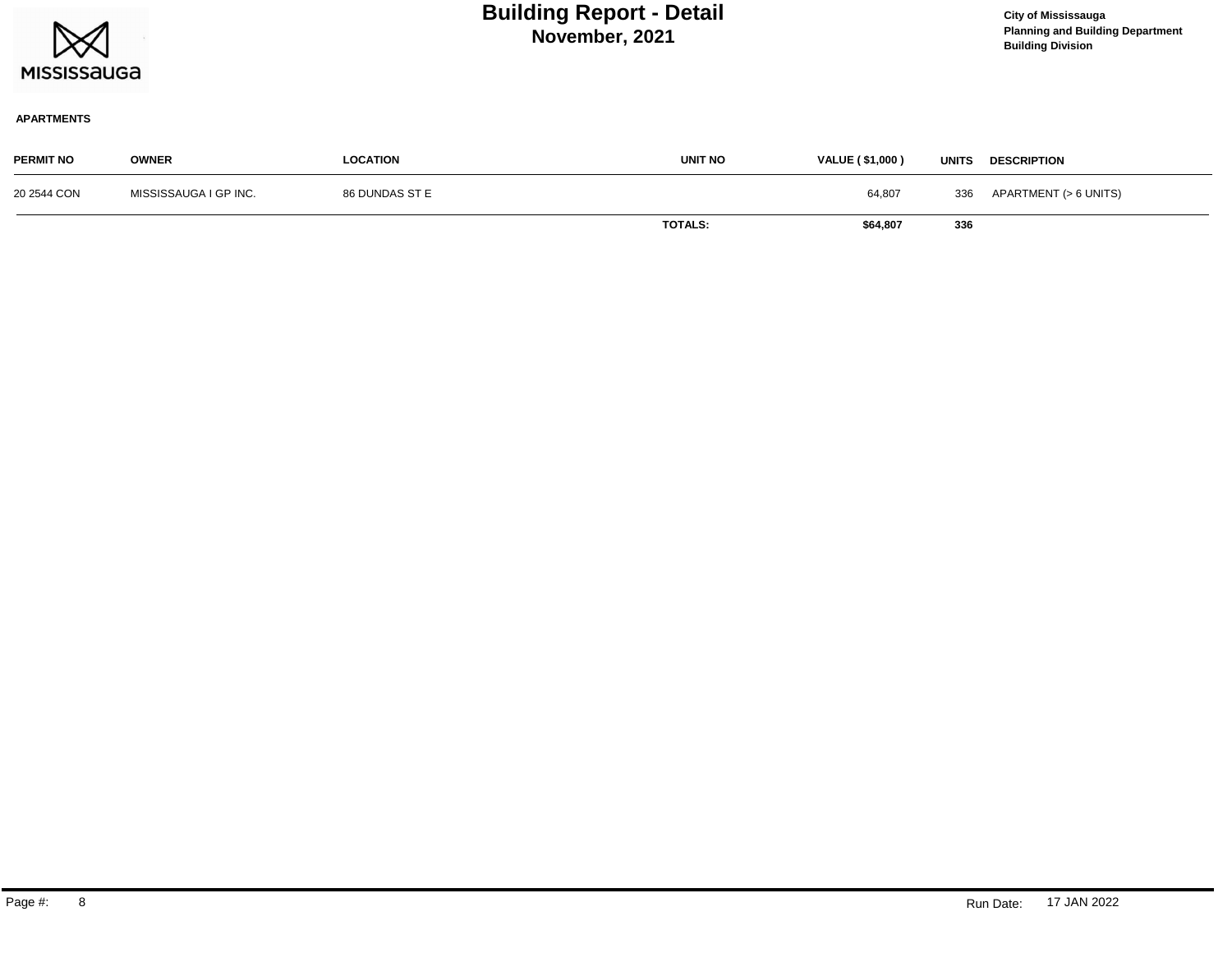# Building Report - Detail

## November, 2021

**City of Mississauga**
**Planning and Building Department**
**Building Division**

**APARTMENTS**

| PERMIT NO | OWNER | LOCATION | UNIT NO | VALUE ( $1,000 ) | UNITS | DESCRIPTION |
|---|---|---|---|---|---|---|
| 20 2544 CON | MISSISSAUGA I GP INC. | 86 DUNDAS ST E | | 64,807 | 336 | APARTMENT (> 6 UNITS) |
| | | | **TOTALS:** | **$64,807** | **336** | |

Run Date: 17 JAN 2022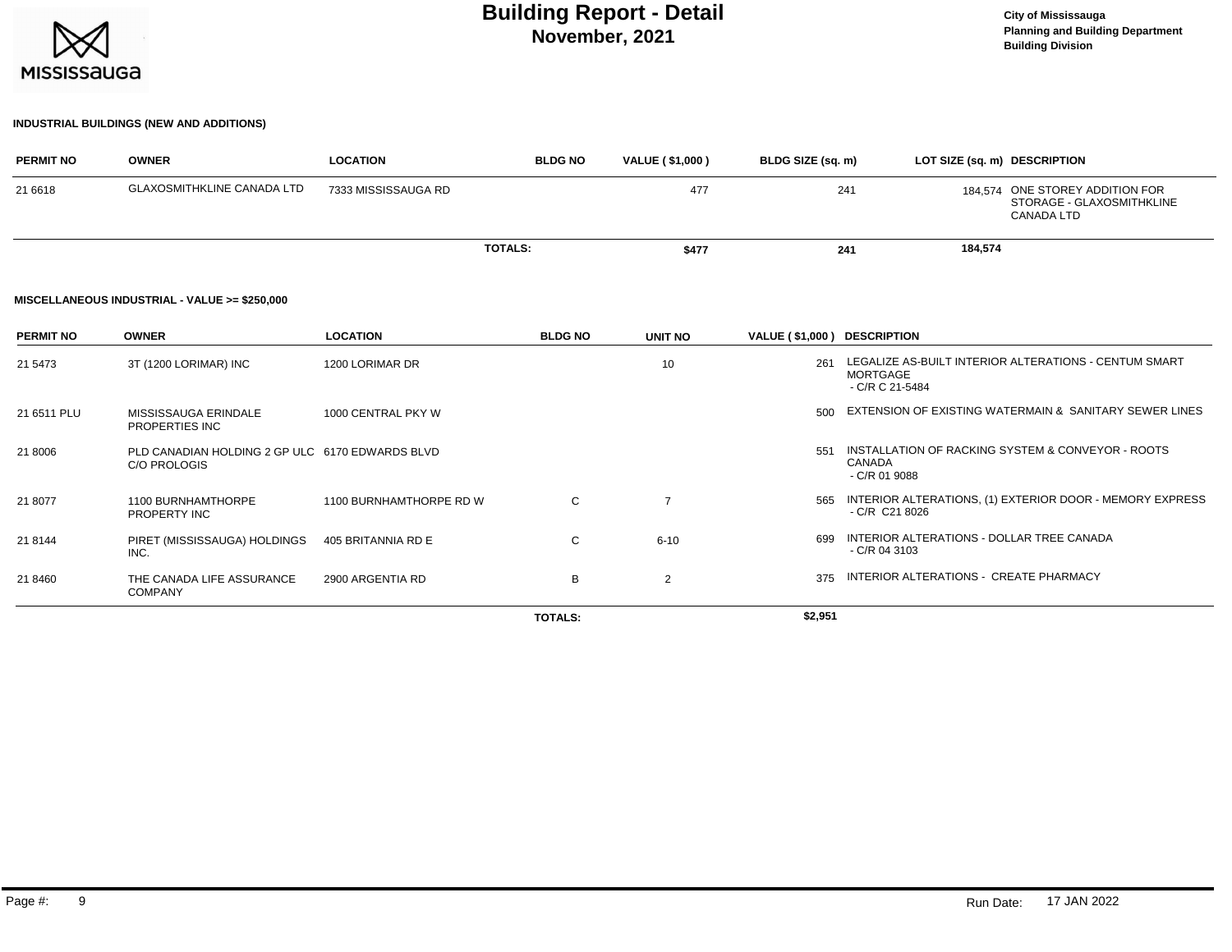# Building Report - Detail
## November, 2021

City of Mississauga
Planning and Building Department
Building Division

### INDUSTRIAL BUILDINGS (NEW AND ADDITIONS)

| PERMIT NO | OWNER | LOCATION | BLDG NO | VALUE ( $1,000 ) | BLDG SIZE (sq. m) | LOT SIZE (sq. m) | DESCRIPTION |
|---|---|---|---|---|---|---|---|
| 21 6618 | GLAXOSMITHKLINE CANADA LTD | 7333 MISSISSAUGA RD | | 477 | 241 | 184,574 | ONE STOREY ADDITION FOR STORAGE - GLAXOSMITHKLINE CANADA LTD |
| | | | TOTALS: | $477 | 241 | 184,574 | |

### MISCELLANEOUS INDUSTRIAL - VALUE >= $250,000

| PERMIT NO | OWNER | LOCATION | BLDG NO | UNIT NO | VALUE ( $1,000 ) | DESCRIPTION |
|---|---|---|---|---|---|---|
| 21 5473 | 3T (1200 LORIMAR) INC | 1200 LORIMAR DR | | 10 | 261 | LEGALIZE AS-BUILT INTERIOR ALTERATIONS - CENTUM SMART MORTGAGE - C/R C 21-5484 |
| 21 6511 PLU | MISSISSAUGA ERINDALE PROPERTIES INC | 1000 CENTRAL PKY W | | | 500 | EXTENSION OF EXISTING WATERMAIN & SANITARY SEWER LINES |
| 21 8006 | PLD CANADIAN HOLDING 2 GP ULC C/O PROLOGIS | 6170 EDWARDS BLVD | | | 551 | INSTALLATION OF RACKING SYSTEM & CONVEYOR - ROOTS CANADA - C/R 01 9088 |
| 21 8077 | 1100 BURNHAMTHORPE PROPERTY INC | 1100 BURNHAMTHORPE RD W | C | 7 | 565 | INTERIOR ALTERATIONS, (1) EXTERIOR DOOR - MEMORY EXPRESS - C/R C21 8026 |
| 21 8144 | PIRET (MISSISSAUGA) HOLDINGS INC. | 405 BRITANNIA RD E | C | 6-10 | 699 | INTERIOR ALTERATIONS - DOLLAR TREE CANADA - C/R 04 3103 |
| 21 8460 | THE CANADA LIFE ASSURANCE COMPANY | 2900 ARGENTIA RD | B | 2 | 375 | INTERIOR ALTERATIONS - CREATE PHARMACY |
| | | | TOTALS: | | $2,951 | |

Run Date: 17 JAN 2022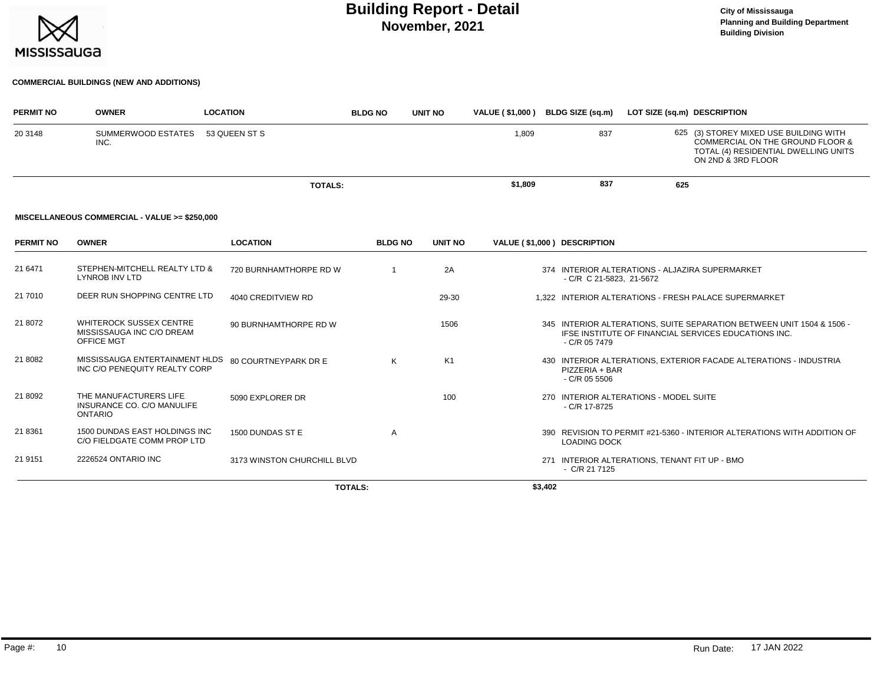# Building Report - Detail
## November, 2021

City of Mississauga
Planning and Building Department
Building Division

### COMMERCIAL BUILDINGS (NEW AND ADDITIONS)

| PERMIT NO | OWNER | LOCATION | BLDG NO | UNIT NO | VALUE ( $1,000 ) | BLDG SIZE (sq.m) | LOT SIZE (sq.m) | DESCRIPTION |
|---|---|---|---|---|---|---|---|---|
| 20 3148 | SUMMERWOOD ESTATES INC. | 53 QUEEN ST S | | | 1,809 | 837 | 625 | (3) STOREY MIXED USE BUILDING WITH COMMERCIAL ON THE GROUND FLOOR & TOTAL (4) RESIDENTIAL DWELLING UNITS ON 2ND & 3RD FLOOR |
| | | TOTALS: | | | $1,809 | 837 | 625 | |

### MISCELLANEOUS COMMERCIAL - VALUE >= $250,000

| PERMIT NO | OWNER | LOCATION | BLDG NO | UNIT NO | VALUE ( $1,000 ) | DESCRIPTION |
|---|---|---|---|---|---|---|
| 21 6471 | STEPHEN-MITCHELL REALTY LTD & LYNROB INV LTD | 720 BURNHAMTHORPE RD W | 1 | 2A | 374 | INTERIOR ALTERATIONS - ALJAZIRA SUPERMARKET - C/R C 21-5823, 21-5672 |
| 21 7010 | DEER RUN SHOPPING CENTRE LTD | 4040 CREDITVIEW RD | | 29-30 | 1,322 | INTERIOR ALTERATIONS - FRESH PALACE SUPERMARKET |
| 21 8072 | WHITEROCK SUSSEX CENTRE MISSISSAUGA INC C/O DREAM OFFICE MGT | 90 BURNHAMTHORPE RD W | | 1506 | 345 | INTERIOR ALTERATIONS, SUITE SEPARATION BETWEEN UNIT 1504 & 1506 - IFSE INSTITUTE OF FINANCIAL SERVICES EDUCATIONS INC. - C/R 05 7479 |
| 21 8082 | MISSISSAUGA ENTERTAINMENT HLDS INC C/O PENEQUITY REALTY CORP | 80 COURTNEYPARK DR E | K | K1 | 430 | INTERIOR ALTERATIONS, EXTERIOR FACADE ALTERATIONS - INDUSTRIA PIZZERIA + BAR - C/R 05 5506 |
| 21 8092 | THE MANUFACTURERS LIFE INSURANCE CO. C/O MANULIFE ONTARIO | 5090 EXPLORER DR | | 100 | 270 | INTERIOR ALTERATIONS - MODEL SUITE - C/R 17-8725 |
| 21 8361 | 1500 DUNDAS EAST HOLDINGS INC C/O FIELDGATE COMM PROP LTD | 1500 DUNDAS ST E | A | | 390 | REVISION TO PERMIT #21-5360 - INTERIOR ALTERATIONS WITH ADDITION OF LOADING DOCK |
| 21 9151 | 2226524 ONTARIO INC | 3173 WINSTON CHURCHILL BLVD | | | 271 | INTERIOR ALTERATIONS, TENANT FIT UP - BMO - C/R 21 7125 |
| | | TOTALS: | | | $3,402 | |

Run Date: 17 JAN 2022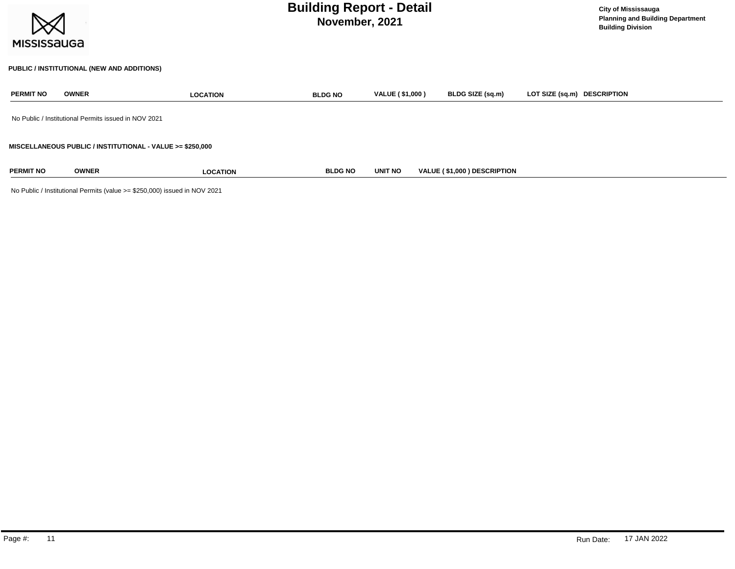# Building Report - Detail
## November, 2021

City of Mississauga
Planning and Building Department
Building Division

### PUBLIC / INSTITUTIONAL (NEW AND ADDITIONS)

| PERMIT NO | OWNER | LOCATION | BLDG NO | VALUE ( $1,000 ) | BLDG SIZE (sq.m) | LOT SIZE (sq.m) | DESCRIPTION |
|---|---|---|---|---|---|---|---|

No Public / Institutional Permits issued in NOV 2021

### MISCELLANEOUS PUBLIC / INSTITUTIONAL - VALUE >= $250,000

| PERMIT NO | OWNER | LOCATION | BLDG NO | UNIT NO | VALUE ( $1,000 ) | DESCRIPTION |
|---|---|---|---|---|---|---|

No Public / Institutional Permits (value >= $250,000) issued in NOV 2021

Run Date: 17 JAN 2022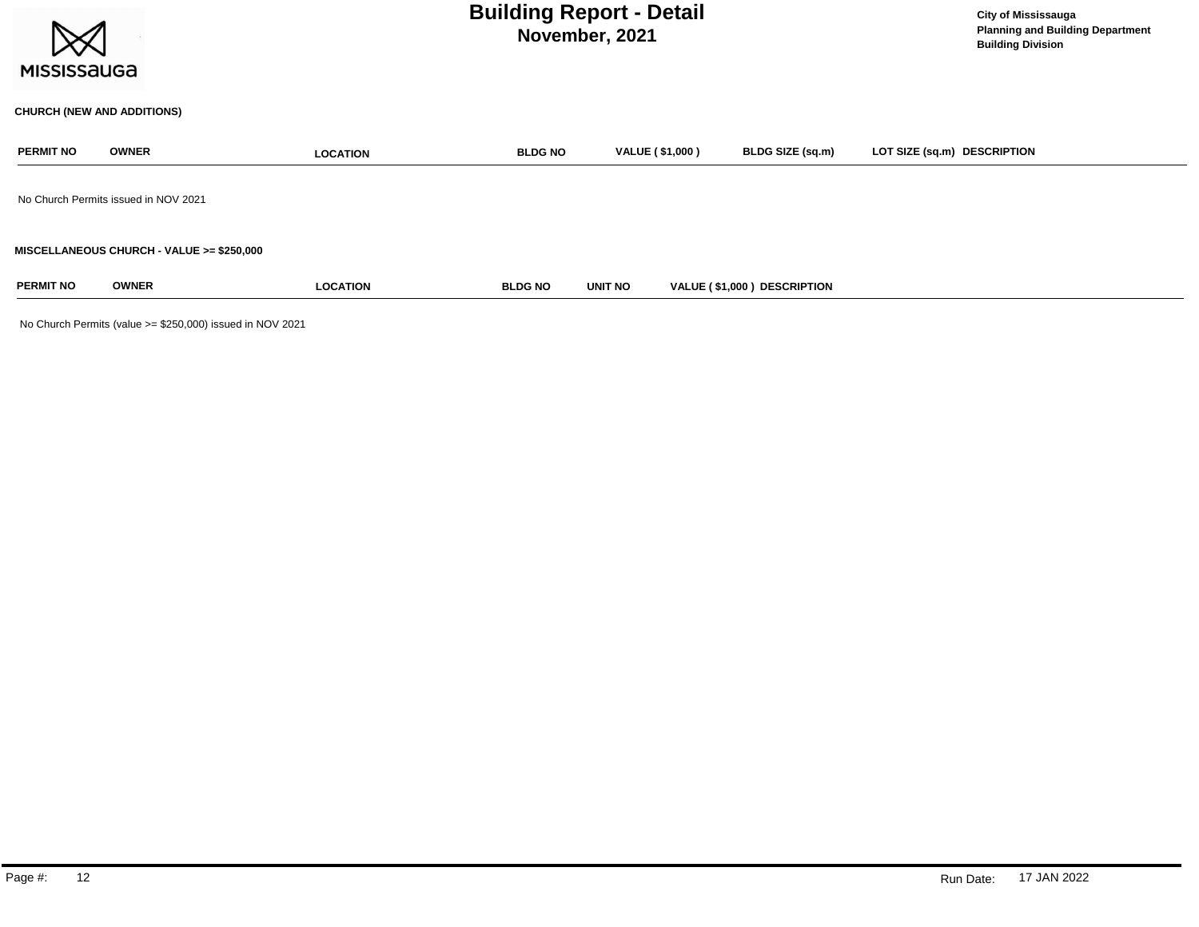# Building Report - Detail
## November, 2021

City of Mississauga
Planning and Building Department
Building Division

### CHURCH (NEW AND ADDITIONS)

| PERMIT NO | OWNER | LOCATION | BLDG NO | VALUE ( $1,000 ) | BLDG SIZE (sq.m) | LOT SIZE (sq.m) | DESCRIPTION |
|---|---|---|---|---|---|---|---|

No Church Permits issued in NOV 2021

### MISCELLANEOUS CHURCH - VALUE >= $250,000

| PERMIT NO | OWNER | LOCATION | BLDG NO | UNIT NO | VALUE ( $1,000 ) | DESCRIPTION |
|---|---|---|---|---|---|---|

No Church Permits (value >= $250,000) issued in NOV 2021

Run Date: 17 JAN 2022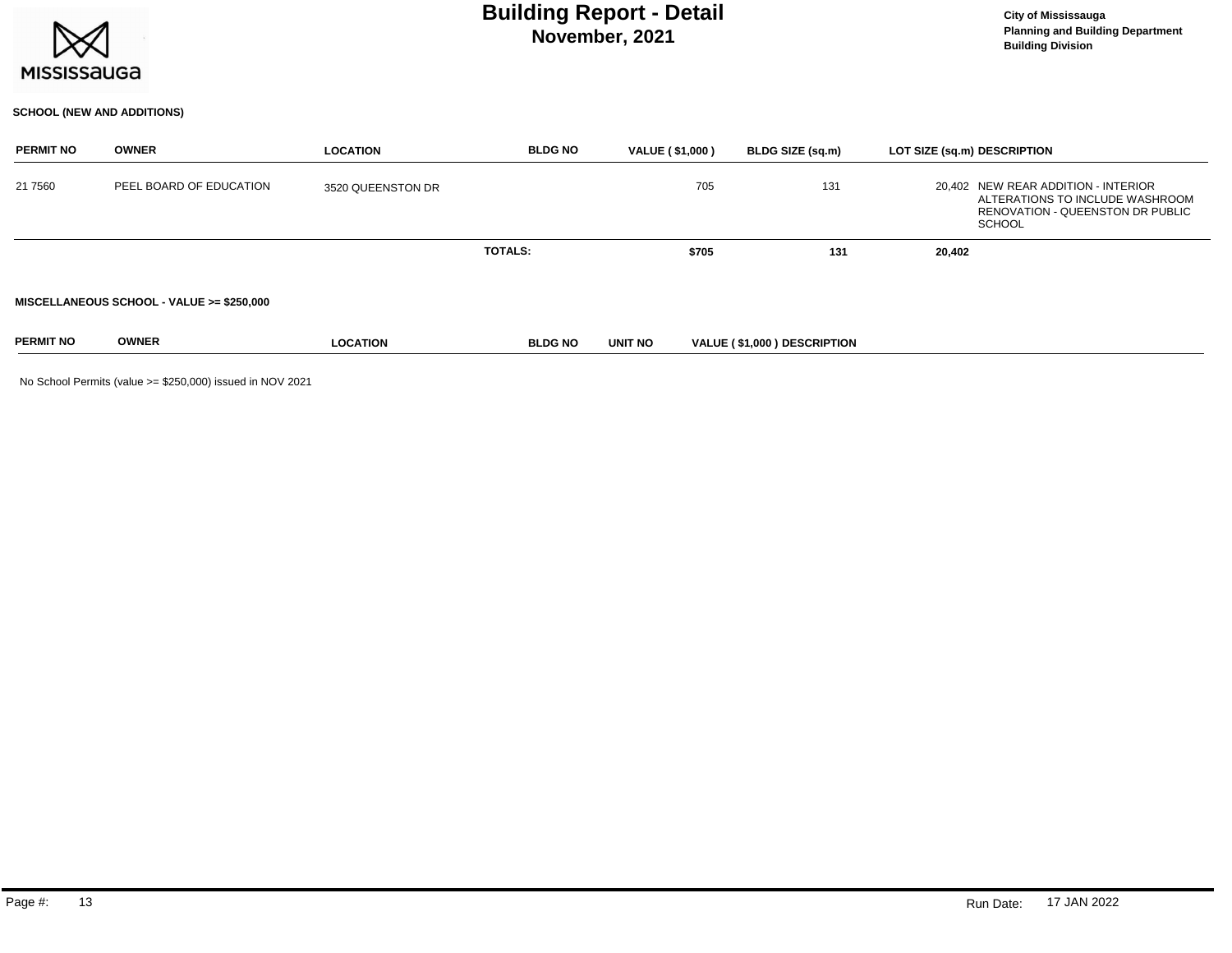# Building Report - Detail
## November, 2021

City of Mississauga
Planning and Building Department
Building Division

### SCHOOL (NEW AND ADDITIONS)

| PERMIT NO | OWNER | LOCATION | BLDG NO | VALUE ( $1,000 ) | BLDG SIZE (sq.m) | LOT SIZE (sq.m) | DESCRIPTION |
|---|---|---|---|---|---|---|---|
| 21 7560 | PEEL BOARD OF EDUCATION | 3520 QUEENSTON DR | | 705 | 131 | 20,402 | NEW REAR ADDITION - INTERIOR ALTERATIONS TO INCLUDE WASHROOM RENOVATION - QUEENSTON DR PUBLIC SCHOOL |
| | | | TOTALS: | $705 | 131 | 20,402 | |

### MISCELLANEOUS SCHOOL - VALUE >= $250,000

| PERMIT NO | OWNER | LOCATION | BLDG NO | UNIT NO | VALUE ( $1,000 ) | DESCRIPTION |
|---|---|---|---|---|---|---|

No School Permits (value >= $250,000) issued in NOV 2021

Run Date: 17 JAN 2022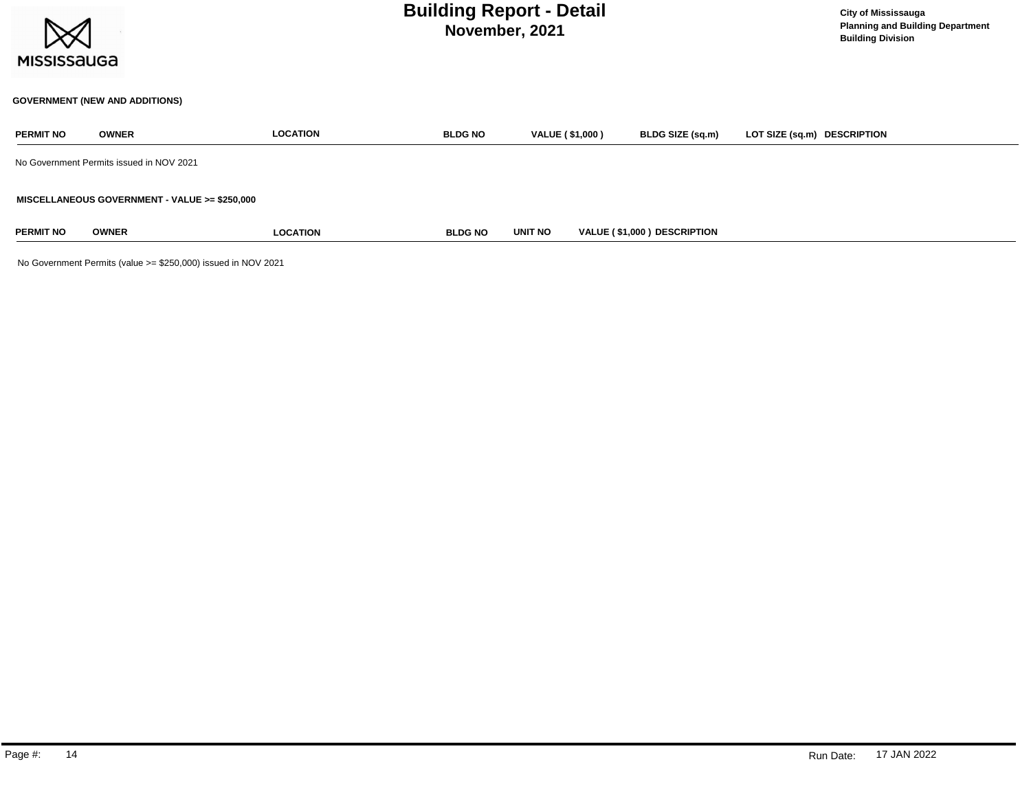# Building Report - Detail

## November, 2021

City of Mississauga
Planning and Building Department
Building Division

### GOVERNMENT (NEW AND ADDITIONS)

| PERMIT NO | OWNER | LOCATION | BLDG NO | VALUE ( $1,000 ) | BLDG SIZE (sq.m) | LOT SIZE (sq.m) | DESCRIPTION |
|---|---|---|---|---|---|---|---|

No Government Permits issued in NOV 2021

### MISCELLANEOUS GOVERNMENT - VALUE >= $250,000

| PERMIT NO | OWNER | LOCATION | BLDG NO | UNIT NO | VALUE ( $1,000 ) | DESCRIPTION |
|---|---|---|---|---|---|---|

No Government Permits (value >= $250,000) issued in NOV 2021

Run Date: 17 JAN 2022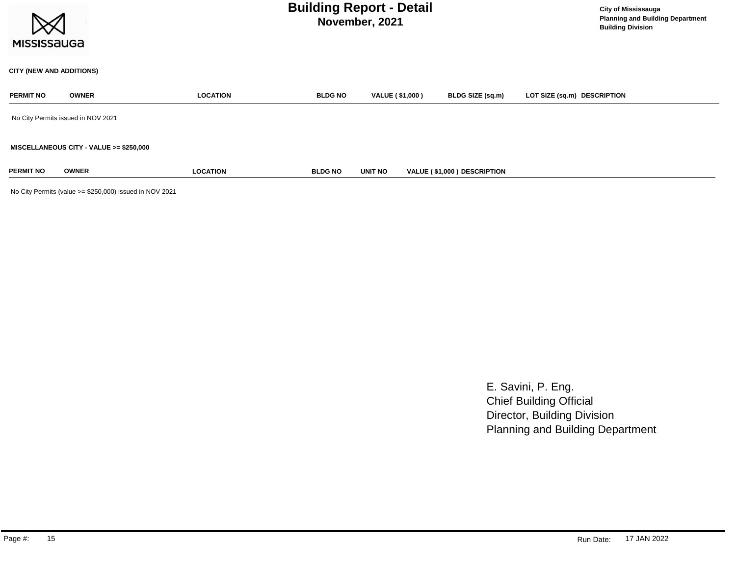# Building Report - Detail

## November, 2021

City of Mississauga
Planning and Building Department
Building Division

### CITY (NEW AND ADDITIONS)

| PERMIT NO | OWNER | LOCATION | BLDG NO | VALUE ( $1,000 ) | BLDG SIZE (sq.m) | LOT SIZE (sq.m) | DESCRIPTION |
|---|---|---|---|---|---|---|---|

No City Permits issued in NOV 2021

### MISCELLANEOUS CITY - VALUE >= $250,000

| PERMIT NO | OWNER | LOCATION | BLDG NO | UNIT NO | VALUE ( $1,000 ) | DESCRIPTION |
|---|---|---|---|---|---|---|

No City Permits (value >= $250,000) issued in NOV 2021

E. Savini, P. Eng.
Chief Building Official
Director, Building Division
Planning and Building Department

Run Date: 17 JAN 2022